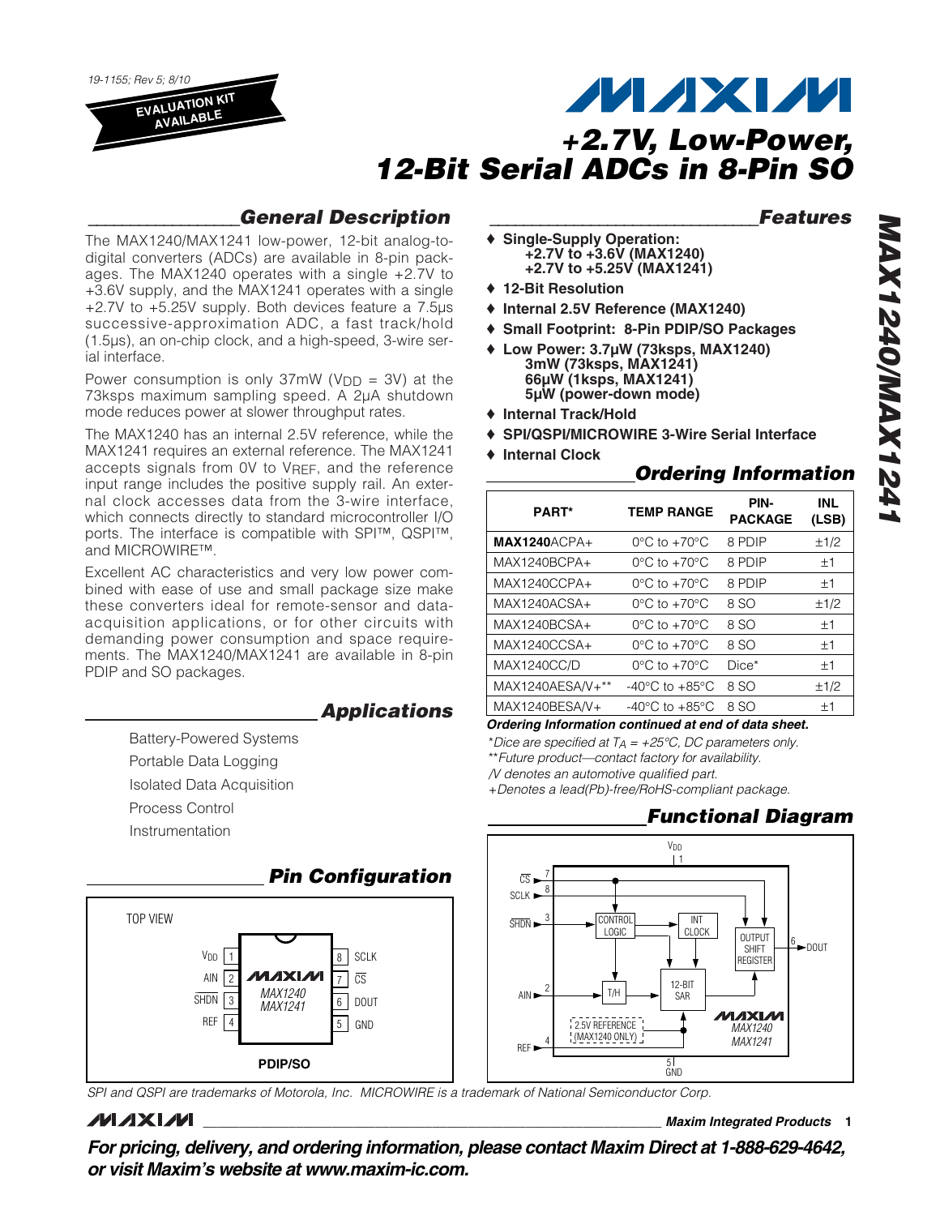19-1155; Rev 5; 8/10

EVALUATION KIT AVAILABLE

# +2.7V, Low-Power, 12-Bit Serial ADCs in 8-Pin SO

## General Description

The MAX1240/MAX1241 low-power, 12-bit analog-to-digital converters (ADCs) are available in 8-pin packages. The MAX1240 operates with a single +2.7V to +3.6V supply, and the MAX1241 operates with a single +2.7V to +5.25V supply. Both devices feature a 7.5µs successive-approximation ADC, a fast track/hold (1.5µs), an on-chip clock, and a high-speed, 3-wire serial interface.

Power consumption is only 37mW ($V_{DD}$ = 3V) at the 73ksps maximum sampling speed. A 2µA shutdown mode reduces power at slower throughput rates.

The MAX1240 has an internal 2.5V reference, while the MAX1241 requires an external reference. The MAX1241 accepts signals from 0V to $V_{REF}$, and the reference input range includes the positive supply rail. An external clock accesses data from the 3-wire interface, which connects directly to standard microcontroller I/O ports. The interface is compatible with SPI™, QSPI™, and MICROWIRE™.

Excellent AC characteristics and very low power combined with ease of use and small package size make these converters ideal for remote-sensor and data-acquisition applications, or for other circuits with demanding power consumption and space requirements. The MAX1240/MAX1241 are available in 8-pin PDIP and SO packages.

## Applications

Battery-Powered Systems

Portable Data Logging

Isolated Data Acquisition

Process Control

Instrumentation

## Pin Configuration

TOP VIEW

| Pin | Name | | Pin | Name |
|---|---|---|---|---|
| 1 | VDD | | 8 | SCLK |
| 2 | AIN | | 7 | CS |
| 3 | SHDN | | 6 | DOUT |
| 4 | REF | | 5 | GND |

MAX1240/MAX1241 — PDIP/SO

## Features

- ♦ **Single-Supply Operation:**
  **+2.7V to +3.6V (MAX1240)**
  **+2.7V to +5.25V (MAX1241)**
- ♦ **12-Bit Resolution**
- ♦ **Internal 2.5V Reference (MAX1240)**
- ♦ **Small Footprint: 8-Pin PDIP/SO Packages**
- ♦ **Low Power: 3.7µW (73ksps, MAX1240)**
  **3mW (73ksps, MAX1241)**
  **66µW (1ksps, MAX1241)**
  **5µW (power-down mode)**
- ♦ **Internal Track/Hold**
- ♦ **SPI/QSPI/MICROWIRE 3-Wire Serial Interface**
- ♦ **Internal Clock**

## Ordering Information

| PART* | TEMP RANGE | PIN-PACKAGE | INL (LSB) |
|---|---|---|---|
| **MAX1240**ACPA+ | 0°C to +70°C | 8 PDIP | ±1/2 |
| MAX1240BCPA+ | 0°C to +70°C | 8 PDIP | ±1 |
| MAX1240CCPA+ | 0°C to +70°C | 8 PDIP | ±1 |
| MAX1240ACSA+ | 0°C to +70°C | 8 SO | ±1/2 |
| MAX1240BCSA+ | 0°C to +70°C | 8 SO | ±1 |
| MAX1240CCSA+ | 0°C to +70°C | 8 SO | ±1 |
| MAX1240CC/D | 0°C to +70°C | Dice* | ±1 |
| MAX1240AESA/V+** | -40°C to +85°C | 8 SO | ±1/2 |
| MAX1240BESA/V+ | -40°C to +85°C | 8 SO | ±1 |

***Ordering Information continued at end of data sheet.***

*\*Dice are specified at $T_A$ = +25°C, DC parameters only.*

*\*\*Future product—contact factory for availability.*

*/V denotes an automotive qualified part.*

*+Denotes a lead(Pb)-free/RoHS-compliant package.*

## Functional Diagram

VDD (1), CS (7), SCLK (8), SHDN (3), AIN (2), REF (4), GND (5), DOUT (6); CONTROL LOGIC, INT CLOCK, OUTPUT SHIFT REGISTER, T/H, 12-BIT SAR, 2.5V REFERENCE (MAX1240 ONLY); MAX1240/MAX1241

SPI and QSPI are trademarks of Motorola, Inc. MICROWIRE is a trademark of National Semiconductor Corp.

***For pricing, delivery, and ordering information, please contact Maxim Direct at 1-888-629-4642, or visit Maxim's website at www.maxim-ic.com.***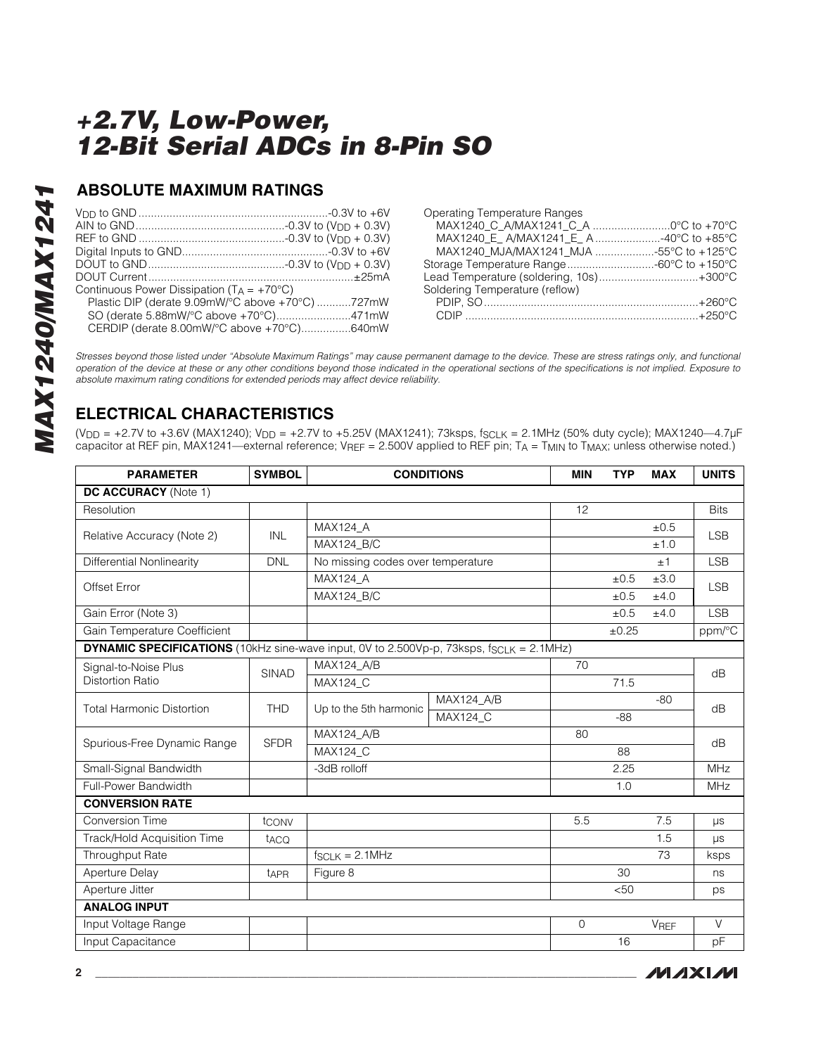## ABSOLUTE MAXIMUM RATINGS

$V_{DD}$ to GND ............................................................-0.3V to +6V
AIN to GND................................................-0.3V to ($V_{DD}$ + 0.3V)
REF to GND ...............................................-0.3V to ($V_{DD}$ + 0.3V)
Digital Inputs to GND...............................................-0.3V to +6V
DOUT to GND............................................-0.3V to ($V_{DD}$ + 0.3V)
DOUT Current.................................................................±25mA
Continuous Power Dissipation ($T_A$ = +70°C)
  Plastic DIP (derate 9.09mW/°C above +70°C) ...........727mW
  SO (derate 5.88mW/°C above +70°C)........................471mW
  CERDIP (derate 8.00mW/°C above +70°C)................640mW

Operating Temperature Ranges
  MAX1240_C_A/MAX1241_C_A .........................0°C to +70°C
  MAX1240_E_ A/MAX1241_E_ A .....................-40°C to +85°C
  MAX1240_MJA/MAX1241_MJA ...................-55°C to +125°C
Storage Temperature Range............................-60°C to +150°C
Lead Temperature (soldering, 10s)................................+300°C
Soldering Temperature (reflow)
  PDIP, SO....................................................................+260°C
  CDIP ..........................................................................+250°C

*Stresses beyond those listed under "Absolute Maximum Ratings" may cause permanent damage to the device. These are stress ratings only, and functional operation of the device at these or any other conditions beyond those indicated in the operational sections of the specifications is not implied. Exposure to absolute maximum rating conditions for extended periods may affect device reliability.*

## ELECTRICAL CHARACTERISTICS

($V_{DD}$ = +2.7V to +3.6V (MAX1240); $V_{DD}$ = +2.7V to +5.25V (MAX1241); 73ksps, $f_{SCLK}$ = 2.1MHz (50% duty cycle); MAX1240—4.7µF capacitor at REF pin, MAX1241—external reference; $V_{REF}$ = 2.500V applied to REF pin; $T_A$ = $T_{MIN}$ to $T_{MAX}$; unless otherwise noted.)

| PARAMETER | SYMBOL | CONDITIONS | | MIN | TYP | MAX | UNITS |
|---|---|---|---|---|---|---|---|
| **DC ACCURACY** (Note 1) | | | | | | | |
| Resolution | | | | 12 | | | Bits |
| Relative Accuracy (Note 2) | INL | MAX124_A | | | | ±0.5 | LSB |
| | | MAX124_B/C | | | | ±1.0 | |
| Differential Nonlinearity | DNL | No missing codes over temperature | | | | ±1 | LSB |
| Offset Error | | MAX124_A | | | ±0.5 | ±3.0 | LSB |
| | | MAX124_B/C | | | ±0.5 | ±4.0 | |
| Gain Error (Note 3) | | | | | ±0.5 | ±4.0 | LSB |
| Gain Temperature Coefficient | | | | | ±0.25 | | ppm/°C |
| **DYNAMIC SPECIFICATIONS** (10kHz sine-wave input, 0V to 2.500Vp-p, 73ksps, $f_{SCLK}$ = 2.1MHz) | | | | | | | |
| Signal-to-Noise Plus Distortion Ratio | SINAD | MAX124_A/B | | 70 | | | dB |
| | | MAX124_C | | | 71.5 | | |
| Total Harmonic Distortion | THD | Up to the 5th harmonic | MAX124_A/B | | | -80 | dB |
| | | | MAX124_C | | -88 | | |
| Spurious-Free Dynamic Range | SFDR | MAX124_A/B | | 80 | | | dB |
| | | MAX124_C | | | 88 | | |
| Small-Signal Bandwidth | | -3dB rolloff | | | 2.25 | | MHz |
| Full-Power Bandwidth | | | | | 1.0 | | MHz |
| **CONVERSION RATE** | | | | | | | |
| Conversion Time | $t_{CONV}$ | | | 5.5 | | 7.5 | µs |
| Track/Hold Acquisition Time | $t_{ACQ}$ | | | | | 1.5 | µs |
| Throughput Rate | | $f_{SCLK}$ = 2.1MHz | | | | 73 | ksps |
| Aperture Delay | $t_{APR}$ | Figure 8 | | | 30 | | ns |
| Aperture Jitter | | | | | <50 | | ps |
| **ANALOG INPUT** | | | | | | | |
| Input Voltage Range | | | | 0 | | $V_{REF}$ | V |
| Input Capacitance | | | | | 16 | | pF |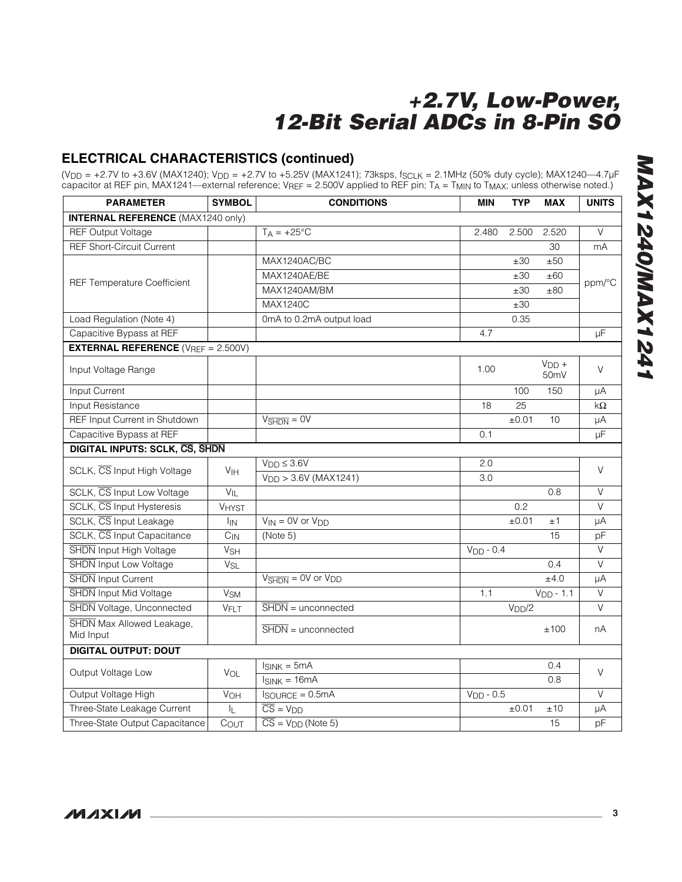## ELECTRICAL CHARACTERISTICS (continued)

($V_{DD}$ = +2.7V to +3.6V (MAX1240); $V_{DD}$ = +2.7V to +5.25V (MAX1241); 73ksps, $f_{SCLK}$ = 2.1MHz (50% duty cycle); MAX1240—4.7µF capacitor at REF pin, MAX1241—external reference; $V_{REF}$ = 2.500V applied to REF pin; $T_A$ = $T_{MIN}$ to $T_{MAX}$; unless otherwise noted.)

| PARAMETER | SYMBOL | CONDITIONS | MIN | TYP | MAX | UNITS |
|---|---|---|---|---|---|---|
| **INTERNAL REFERENCE** (MAX1240 only) | | | | | | |
| REF Output Voltage | | $T_A$ = +25°C | 2.480 | 2.500 | 2.520 | V |
| REF Short-Circuit Current | | | | | 30 | mA |
| REF Temperature Coefficient | | MAX1240AC/BC | | ±30 | ±50 | ppm/°C |
| | | MAX1240AE/BE | | ±30 | ±60 | |
| | | MAX1240AM/BM | | ±30 | ±80 | |
| | | MAX1240C | | ±30 | | |
| Load Regulation (Note 4) | | 0mA to 0.2mA output load | | 0.35 | | |
| Capacitive Bypass at REF | | | 4.7 | | | µF |
| **EXTERNAL REFERENCE** ($V_{REF}$ = 2.500V) | | | | | | |
| Input Voltage Range | | | 1.00 | | $V_{DD}$ + 50mV | V |
| Input Current | | | | 100 | 150 | µA |
| Input Resistance | | | 18 | 25 | | kΩ |
| REF Input Current in Shutdown | | $V_{\overline{SHDN}}$ = 0V | | ±0.01 | 10 | µA |
| Capacitive Bypass at REF | | | 0.1 | | | µF |
| **DIGITAL INPUTS: SCLK, $\overline{CS}$, $\overline{SHDN}$** | | | | | | |
| SCLK, $\overline{CS}$ Input High Voltage | $V_{IH}$ | $V_{DD}$ ≤ 3.6V | 2.0 | | | V |
| | | $V_{DD}$ > 3.6V (MAX1241) | 3.0 | | | |
| SCLK, $\overline{CS}$ Input Low Voltage | $V_{IL}$ | | | | 0.8 | V |
| SCLK, $\overline{CS}$ Input Hysteresis | $V_{HYST}$ | | | 0.2 | | V |
| SCLK, $\overline{CS}$ Input Leakage | $I_{IN}$ | $V_{IN}$ = 0V or $V_{DD}$ | | ±0.01 | ±1 | µA |
| SCLK, $\overline{CS}$ Input Capacitance | $C_{IN}$ | (Note 5) | | | 15 | pF |
| $\overline{SHDN}$ Input High Voltage | $V_{SH}$ | | $V_{DD}$ - 0.4 | | | V |
| $\overline{SHDN}$ Input Low Voltage | $V_{SL}$ | | | | 0.4 | V |
| $\overline{SHDN}$ Input Current | | $V_{\overline{SHDN}}$ = 0V or $V_{DD}$ | | | ±4.0 | µA |
| $\overline{SHDN}$ Input Mid Voltage | $V_{SM}$ | | 1.1 | | $V_{DD}$ - 1.1 | V |
| $\overline{SHDN}$ Voltage, Unconnected | $V_{FLT}$ | $\overline{SHDN}$ = unconnected | | $V_{DD}$/2 | | V |
| $\overline{SHDN}$ Max Allowed Leakage, Mid Input | | $\overline{SHDN}$ = unconnected | | | ±100 | nA |
| **DIGITAL OUTPUT: DOUT** | | | | | | |
| Output Voltage Low | $V_{OL}$ | $I_{SINK}$ = 5mA | | | 0.4 | V |
| | | $I_{SINK}$ = 16mA | | | 0.8 | |
| Output Voltage High | $V_{OH}$ | $I_{SOURCE}$ = 0.5mA | $V_{DD}$ - 0.5 | | | V |
| Three-State Leakage Current | $I_L$ | $\overline{CS}$ = $V_{DD}$ | | ±0.01 | ±10 | µA |
| Three-State Output Capacitance | $C_{OUT}$ | $\overline{CS}$ = $V_{DD}$ (Note 5) | | | 15 | pF |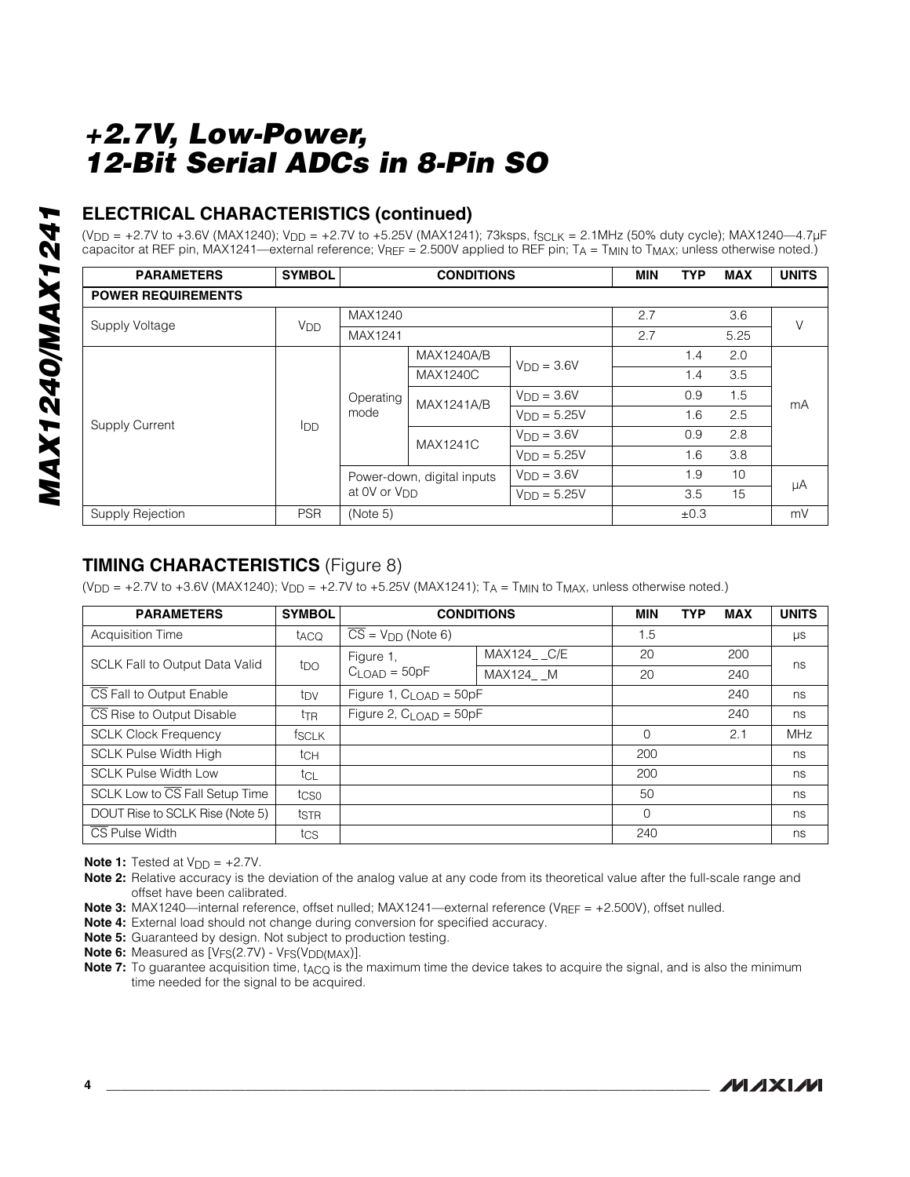# +2.7V, Low-Power, 12-Bit Serial ADCs in 8-Pin SO

## ELECTRICAL CHARACTERISTICS (continued)

($V_{DD}$ = +2.7V to +3.6V (MAX1240); $V_{DD}$ = +2.7V to +5.25V (MAX1241); 73ksps, $f_{SCLK}$ = 2.1MHz (50% duty cycle); MAX1240—4.7µF capacitor at REF pin, MAX1241—external reference; $V_{REF}$ = 2.500V applied to REF pin; $T_A$ = $T_{MIN}$ to $T_{MAX}$; unless otherwise noted.)

| PARAMETERS | SYMBOL | CONDITIONS | | | MIN | TYP | MAX | UNITS |
|---|---|---|---|---|---|---|---|---|
| **POWER REQUIREMENTS** | | | | | | | | |
| Supply Voltage | $V_{DD}$ | MAX1240 | | | 2.7 | | 3.6 | V |
| | | MAX1241 | | | 2.7 | | 5.25 | |
| Supply Current | $I_{DD}$ | Operating mode | MAX1240A/B | $V_{DD}$ = 3.6V | | 1.4 | 2.0 | mA |
| | | | MAX1240C | | | 1.4 | 3.5 | |
| | | | MAX1241A/B | $V_{DD}$ = 3.6V | | 0.9 | 1.5 | |
| | | | | $V_{DD}$ = 5.25V | | 1.6 | 2.5 | |
| | | | MAX1241C | $V_{DD}$ = 3.6V | | 0.9 | 2.8 | |
| | | | | $V_{DD}$ = 5.25V | | 1.6 | 3.8 | |
| | | Power-down, digital inputs at 0V or $V_{DD}$ | | $V_{DD}$ = 3.6V | | 1.9 | 10 | µA |
| | | | | $V_{DD}$ = 5.25V | | 3.5 | 15 | |
| Supply Rejection | PSR | (Note 5) | | | | ±0.3 | | mV |

## TIMING CHARACTERISTICS (Figure 8)

($V_{DD}$ = +2.7V to +3.6V (MAX1240); $V_{DD}$ = +2.7V to +5.25V (MAX1241); $T_A$ = $T_{MIN}$ to $T_{MAX}$, unless otherwise noted.)

| PARAMETERS | SYMBOL | CONDITIONS | | MIN | TYP | MAX | UNITS |
|---|---|---|---|---|---|---|---|
| Acquisition Time | $t_{ACQ}$ | $\overline{CS}$ = $V_{DD}$ (Note 6) | | 1.5 | | | µs |
| SCLK Fall to Output Data Valid | $t_{DO}$ | Figure 1, $C_{LOAD}$ = 50pF | MAX124_ _C/E | 20 | | 200 | ns |
| | | | MAX124_ _M | 20 | | 240 | |
| $\overline{CS}$ Fall to Output Enable | $t_{DV}$ | Figure 1, $C_{LOAD}$ = 50pF | | | | 240 | ns |
| $\overline{CS}$ Rise to Output Disable | $t_{TR}$ | Figure 2, $C_{LOAD}$ = 50pF | | | | 240 | ns |
| SCLK Clock Frequency | $f_{SCLK}$ | | | 0 | | 2.1 | MHz |
| SCLK Pulse Width High | $t_{CH}$ | | | 200 | | | ns |
| SCLK Pulse Width Low | $t_{CL}$ | | | 200 | | | ns |
| SCLK Low to $\overline{CS}$ Fall Setup Time | $t_{CS0}$ | | | 50 | | | ns |
| DOUT Rise to SCLK Rise (Note 5) | $t_{STR}$ | | | 0 | | | ns |
| $\overline{CS}$ Pulse Width | $t_{CS}$ | | | 240 | | | ns |

**Note 1:** Tested at $V_{DD}$ = +2.7V.

**Note 2:** Relative accuracy is the deviation of the analog value at any code from its theoretical value after the full-scale range and offset have been calibrated.

**Note 3:** MAX1240—internal reference, offset nulled; MAX1241—external reference ($V_{REF}$ = +2.500V), offset nulled.

**Note 4:** External load should not change during conversion for specified accuracy.

**Note 5:** Guaranteed by design. Not subject to production testing.

**Note 6:** Measured as [$V_{FS}(2.7V)$ - $V_{FS}(V_{DD(MAX)})$].

**Note 7:** To guarantee acquisition time, $t_{ACQ}$ is the maximum time the device takes to acquire the signal, and is also the minimum time needed for the signal to be acquired.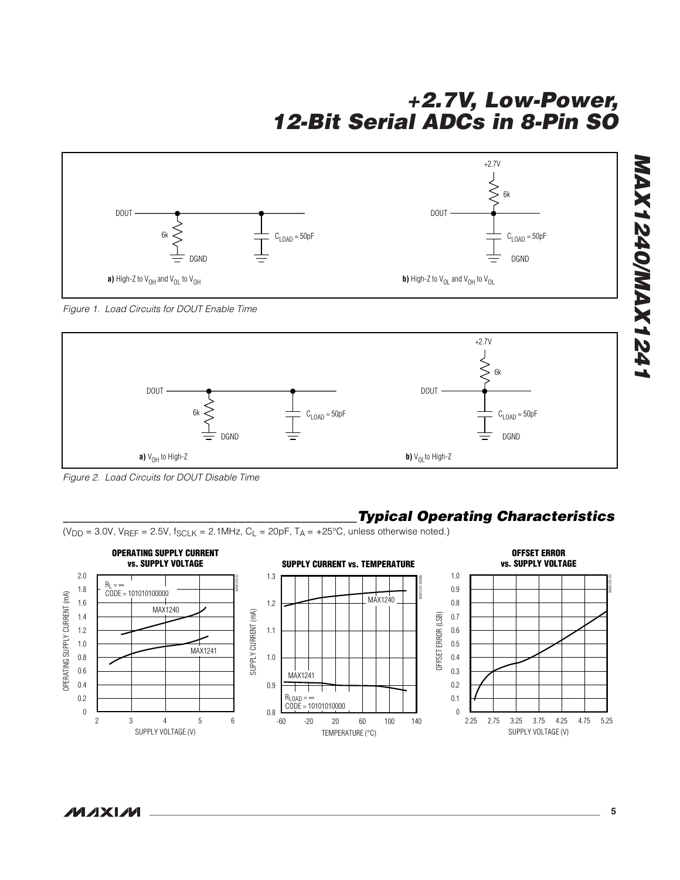Figure 1. Load Circuits for DOUT Enable Time

a) High-Z to $V_{OH}$ and $V_{OL}$ to $V_{OH}$

b) High-Z to $V_{OL}$ and $V_{OH}$ to $V_{OL}$

Figure 2. Load Circuits for DOUT Disable Time

a) $V_{OH}$ to High-Z

b) $V_{OL}$ to High-Z

## Typical Operating Characteristics

($V_{DD}$ = 3.0V, $V_{REF}$ = 2.5V, $f_{SCLK}$ = 2.1MHz, $C_L$ = 20pF, $T_A$ = +25°C, unless otherwise noted.)

**OPERATING SUPPLY CURRENT vs. SUPPLY VOLTAGE**

**SUPPLY CURRENT vs. TEMPERATURE**

**OFFSET ERROR vs. SUPPLY VOLTAGE**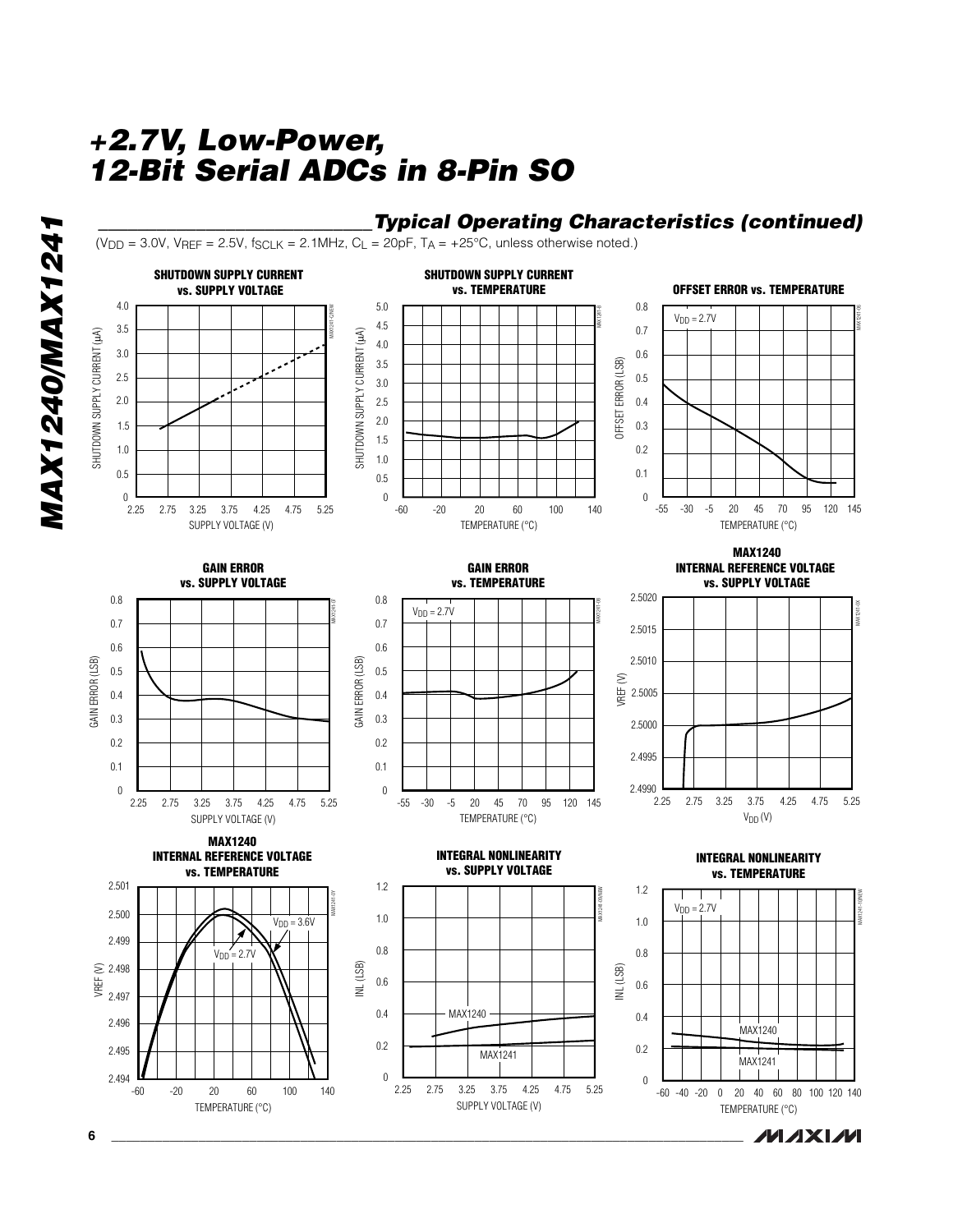## Typical Operating Characteristics (continued)

($V_{DD}$ = 3.0V, $V_{REF}$ = 2.5V, $f_{SCLK}$ = 2.1MHz, $C_L$ = 20pF, $T_A$ = +25°C, unless otherwise noted.)

**SHUTDOWN SUPPLY CURRENT vs. SUPPLY VOLTAGE**

**SHUTDOWN SUPPLY CURRENT vs. TEMPERATURE**

**OFFSET ERROR vs. TEMPERATURE**

**GAIN ERROR vs. SUPPLY VOLTAGE**

**GAIN ERROR vs. TEMPERATURE**

**MAX1240 INTERNAL REFERENCE VOLTAGE vs. SUPPLY VOLTAGE**

**MAX1240 INTERNAL REFERENCE VOLTAGE vs. TEMPERATURE**

**INTEGRAL NONLINEARITY vs. SUPPLY VOLTAGE**

**INTEGRAL NONLINEARITY vs. TEMPERATURE**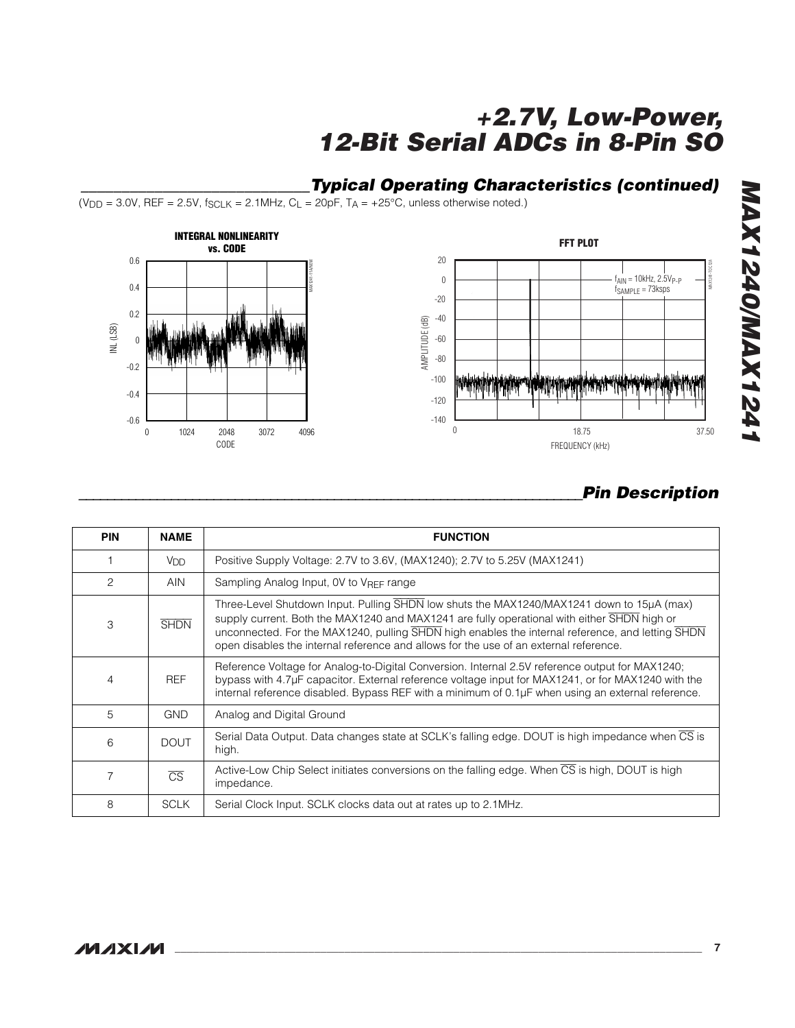## Typical Operating Characteristics (continued)

($V_{DD}$ = 3.0V, REF = 2.5V, $f_{SCLK}$ = 2.1MHz, $C_L$ = 20pF, $T_A$ = +25°C, unless otherwise noted.)

## Pin Description

| PIN | NAME | FUNCTION |
|---|---|---|
| 1 | $V_{DD}$ | Positive Supply Voltage: 2.7V to 3.6V, (MAX1240); 2.7V to 5.25V (MAX1241) |
| 2 | AIN | Sampling Analog Input, 0V to $V_{REF}$ range |
| 3 | $\overline{SHDN}$ | Three-Level Shutdown Input. Pulling $\overline{SHDN}$ low shuts the MAX1240/MAX1241 down to 15µA (max) supply current. Both the MAX1240 and MAX1241 are fully operational with either $\overline{SHDN}$ high or unconnected. For the MAX1240, pulling $\overline{SHDN}$ high enables the internal reference, and letting $\overline{SHDN}$ open disables the internal reference and allows for the use of an external reference. |
| 4 | REF | Reference Voltage for Analog-to-Digital Conversion. Internal 2.5V reference output for MAX1240; bypass with 4.7µF capacitor. External reference voltage input for MAX1241, or for MAX1240 with the internal reference disabled. Bypass REF with a minimum of 0.1µF when using an external reference. |
| 5 | GND | Analog and Digital Ground |
| 6 | DOUT | Serial Data Output. Data changes state at SCLK's falling edge. DOUT is high impedance when $\overline{CS}$ is high. |
| 7 | $\overline{CS}$ | Active-Low Chip Select initiates conversions on the falling edge. When $\overline{CS}$ is high, DOUT is high impedance. |
| 8 | SCLK | Serial Clock Input. SCLK clocks data out at rates up to 2.1MHz. |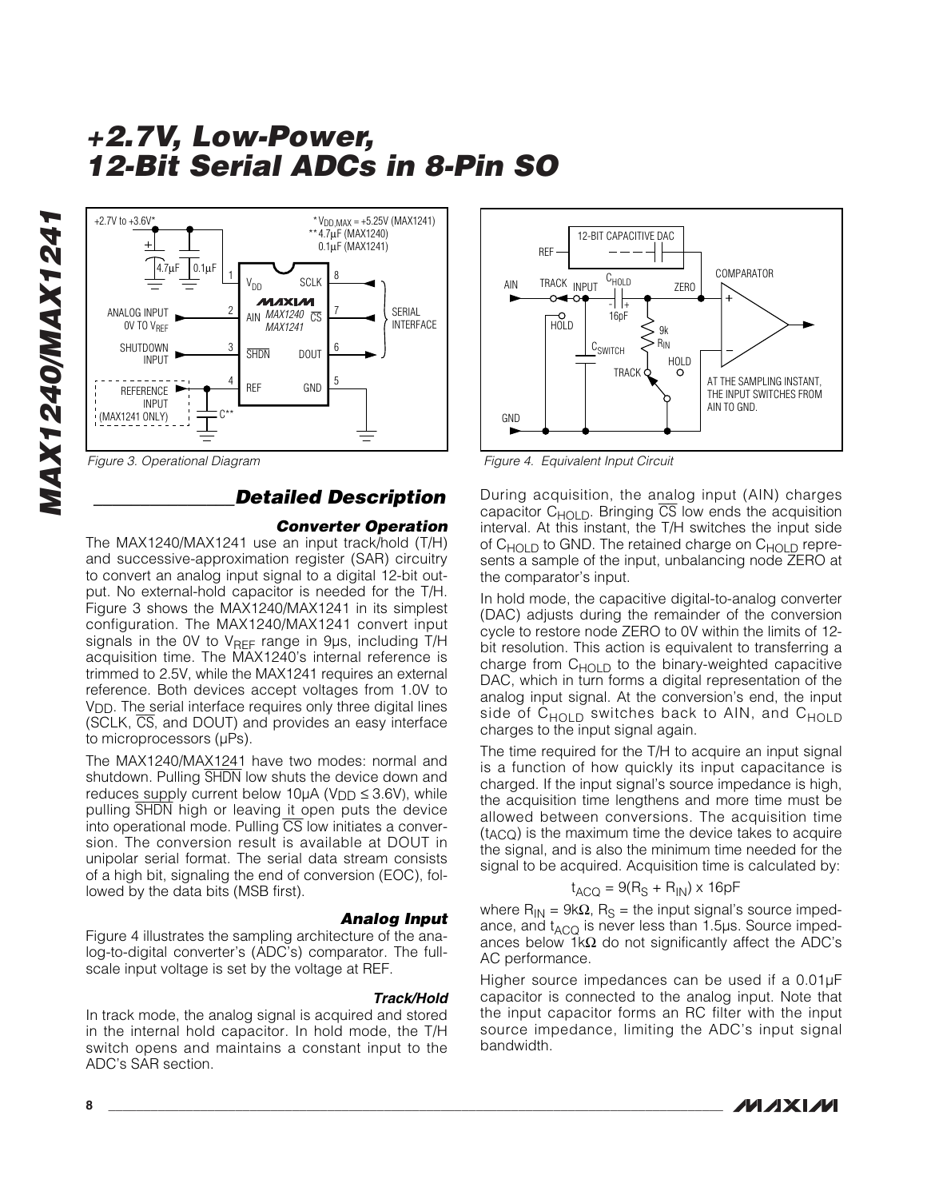Figure 3. Operational Diagram

Figure 4. Equivalent Input Circuit

## Detailed Description

### Converter Operation

The MAX1240/MAX1241 use an input track/hold (T/H) and successive-approximation register (SAR) circuitry to convert an analog input signal to a digital 12-bit output. No external-hold capacitor is needed for the T/H. Figure 3 shows the MAX1240/MAX1241 in its simplest configuration. The MAX1240/MAX1241 convert input signals in the 0V to $V_{REF}$ range in 9µs, including T/H acquisition time. The MAX1240's internal reference is trimmed to 2.5V, while the MAX1241 requires an external reference. Both devices accept voltages from 1.0V to $V_{DD}$. The serial interface requires only three digital lines (SCLK, $\overline{CS}$, and DOUT) and provides an easy interface to microprocessors (µPs).

The MAX1240/MAX1241 have two modes: normal and shutdown. Pulling $\overline{SHDN}$ low shuts the device down and reduces supply current below 10µA ($V_{DD} \leq 3.6V$), while pulling $\overline{SHDN}$ high or leaving it open puts the device into operational mode. Pulling $\overline{CS}$ low initiates a conversion. The conversion result is available at DOUT in unipolar serial format. The serial data stream consists of a high bit, signaling the end of conversion (EOC), followed by the data bits (MSB first).

### Analog Input

Figure 4 illustrates the sampling architecture of the analog-to-digital converter's (ADC's) comparator. The full-scale input voltage is set by the voltage at REF.

#### Track/Hold

In track mode, the analog signal is acquired and stored in the internal hold capacitor. In hold mode, the T/H switch opens and maintains a constant input to the ADC's SAR section.

During acquisition, the analog input (AIN) charges capacitor $C_{HOLD}$. Bringing $\overline{CS}$ low ends the acquisition interval. At this instant, the T/H switches the input side of $C_{HOLD}$ to GND. The retained charge on $C_{HOLD}$ represents a sample of the input, unbalancing node ZERO at the comparator's input.

In hold mode, the capacitive digital-to-analog converter (DAC) adjusts during the remainder of the conversion cycle to restore node ZERO to 0V within the limits of 12-bit resolution. This action is equivalent to transferring a charge from $C_{HOLD}$ to the binary-weighted capacitive DAC, which in turn forms a digital representation of the analog input signal. At the conversion's end, the input side of $C_{HOLD}$ switches back to AIN, and $C_{HOLD}$ charges to the input signal again.

The time required for the T/H to acquire an input signal is a function of how quickly its input capacitance is charged. If the input signal's source impedance is high, the acquisition time lengthens and more time must be allowed between conversions. The acquisition time ($t_{ACQ}$) is the maximum time the device takes to acquire the signal, and is also the minimum time needed for the signal to be acquired. Acquisition time is calculated by:

$$t_{ACQ} = 9(R_S + R_{IN}) \times 16pF$$

where $R_{IN} = 9k\Omega$, $R_S$ = the input signal's source impedance, and $t_{ACQ}$ is never less than 1.5µs. Source impedances below 1kΩ do not significantly affect the ADC's AC performance.

Higher source impedances can be used if a 0.01µF capacitor is connected to the analog input. Note that the input capacitor forms an RC filter with the input source impedance, limiting the ADC's input signal bandwidth.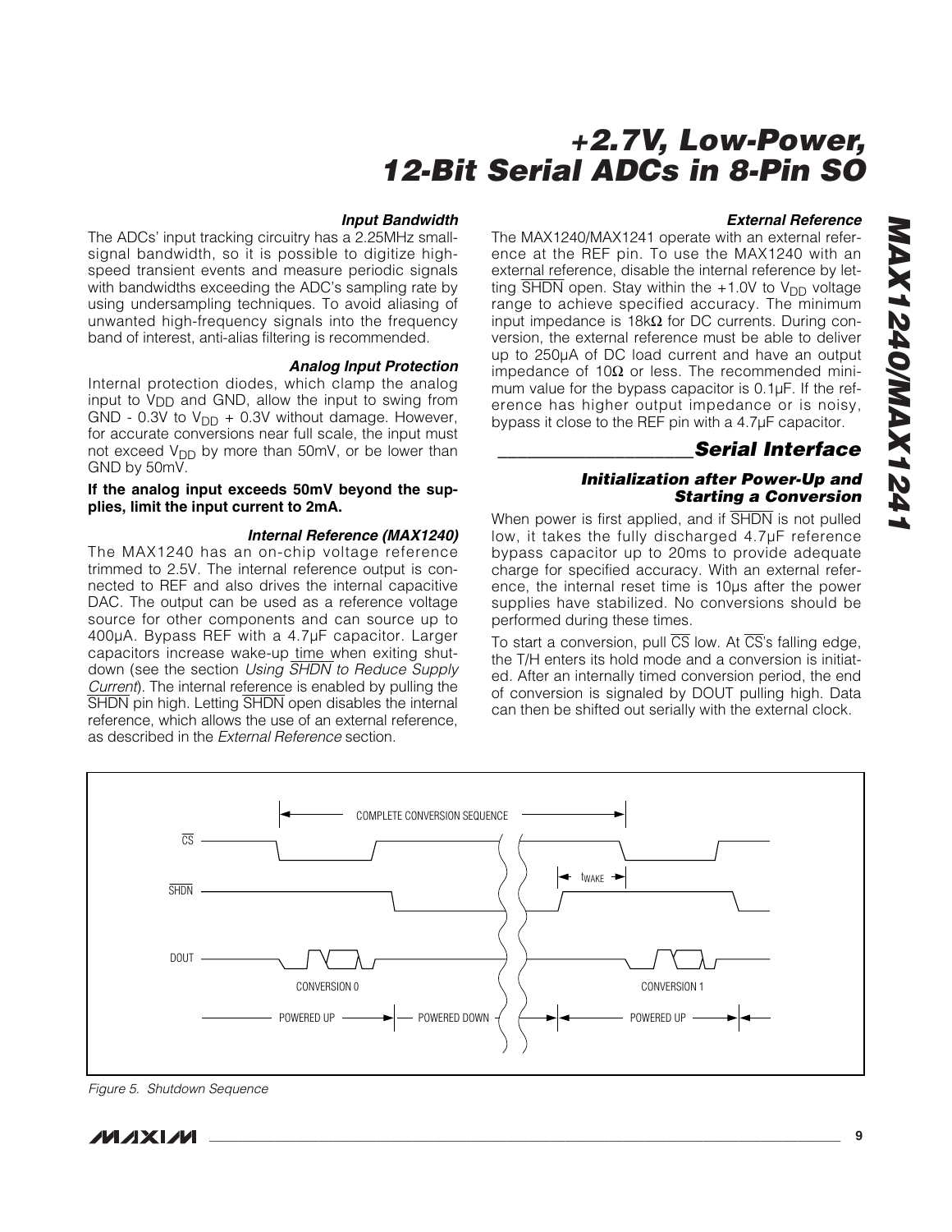### Input Bandwidth

The ADCs' input tracking circuitry has a 2.25MHz small-signal bandwidth, so it is possible to digitize high-speed transient events and measure periodic signals with bandwidths exceeding the ADC's sampling rate by using undersampling techniques. To avoid aliasing of unwanted high-frequency signals into the frequency band of interest, anti-alias filtering is recommended.

### Analog Input Protection

Internal protection diodes, which clamp the analog input to $V_{DD}$ and GND, allow the input to swing from GND - 0.3V to $V_{DD}$ + 0.3V without damage. However, for accurate conversions near full scale, the input must not exceed $V_{DD}$ by more than 50mV, or be lower than GND by 50mV.

**If the analog input exceeds 50mV beyond the supplies, limit the input current to 2mA.**

### Internal Reference (MAX1240)

The MAX1240 has an on-chip voltage reference trimmed to 2.5V. The internal reference output is connected to REF and also drives the internal capacitive DAC. The output can be used as a reference voltage source for other components and can source up to 400µA. Bypass REF with a 4.7µF capacitor. Larger capacitors increase wake-up time when exiting shutdown (see the section *Using SHDN to Reduce Supply Current*). The internal reference is enabled by pulling the SHDN pin high. Letting SHDN open disables the internal reference, which allows the use of an external reference, as described in the *External Reference* section.

### External Reference

The MAX1240/MAX1241 operate with an external reference at the REF pin. To use the MAX1240 with an external reference, disable the internal reference by letting SHDN open. Stay within the +1.0V to $V_{DD}$ voltage range to achieve specified accuracy. The minimum input impedance is 18kΩ for DC currents. During conversion, the external reference must be able to deliver up to 250µA of DC load current and have an output impedance of 10Ω or less. The recommended minimum value for the bypass capacitor is 0.1µF. If the reference has higher output impedance or is noisy, bypass it close to the REF pin with a 4.7µF capacitor.

## Serial Interface

### Initialization after Power-Up and Starting a Conversion

When power is first applied, and if SHDN is not pulled low, it takes the fully discharged 4.7µF reference bypass capacitor up to 20ms to provide adequate charge for specified accuracy. With an external reference, the internal reset time is 10µs after the power supplies have stabilized. No conversions should be performed during these times.

To start a conversion, pull CS low. At CS's falling edge, the T/H enters its hold mode and a conversion is initiated. After an internally timed conversion period, the end of conversion is signaled by DOUT pulling high. Data can then be shifted out serially with the external clock.

COMPLETE CONVERSION SEQUENCE

CS

SHDN

$t_{WAKE}$

DOUT

CONVERSION 0

CONVERSION 1

POWERED UP — POWERED DOWN — POWERED UP

*Figure 5. Shutdown Sequence*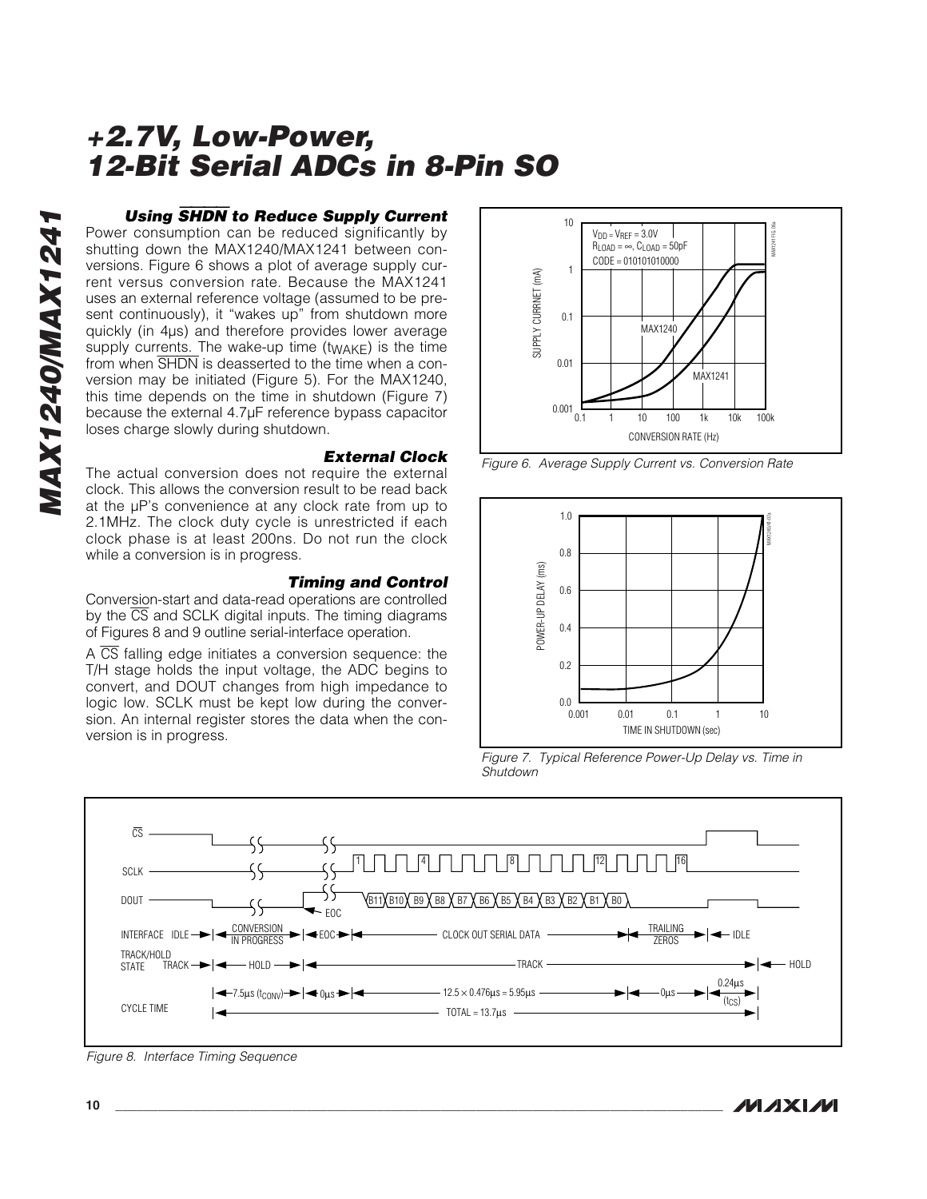### *Using SHDN to Reduce Supply Current*

Power consumption can be reduced significantly by shutting down the MAX1240/MAX1241 between conversions. Figure 6 shows a plot of average supply current versus conversion rate. Because the MAX1241 uses an external reference voltage (assumed to be present continuously), it "wakes up" from shutdown more quickly (in 4µs) and therefore provides lower average supply currents. The wake-up time ($t_{WAKE}$) is the time from when SHDN is deasserted to the time when a conversion may be initiated (Figure 5). For the MAX1240, this time depends on the time in shutdown (Figure 7) because the external 4.7µF reference bypass capacitor loses charge slowly during shutdown.

### *External Clock*

The actual conversion does not require the external clock. This allows the conversion result to be read back at the µP's convenience at any clock rate from up to 2.1MHz. The clock duty cycle is unrestricted if each clock phase is at least 200ns. Do not run the clock while a conversion is in progress.

### *Timing and Control*

Conversion-start and data-read operations are controlled by the CS and SCLK digital inputs. The timing diagrams of Figures 8 and 9 outline serial-interface operation.

A CS falling edge initiates a conversion sequence: the T/H stage holds the input voltage, the ADC begins to convert, and DOUT changes from high impedance to logic low. SCLK must be kept low during the conversion. An internal register stores the data when the conversion is in progress.

*Figure 6. Average Supply Current vs. Conversion Rate*

*Figure 7. Typical Reference Power-Up Delay vs. Time in Shutdown*

*Figure 8. Interface Timing Sequence*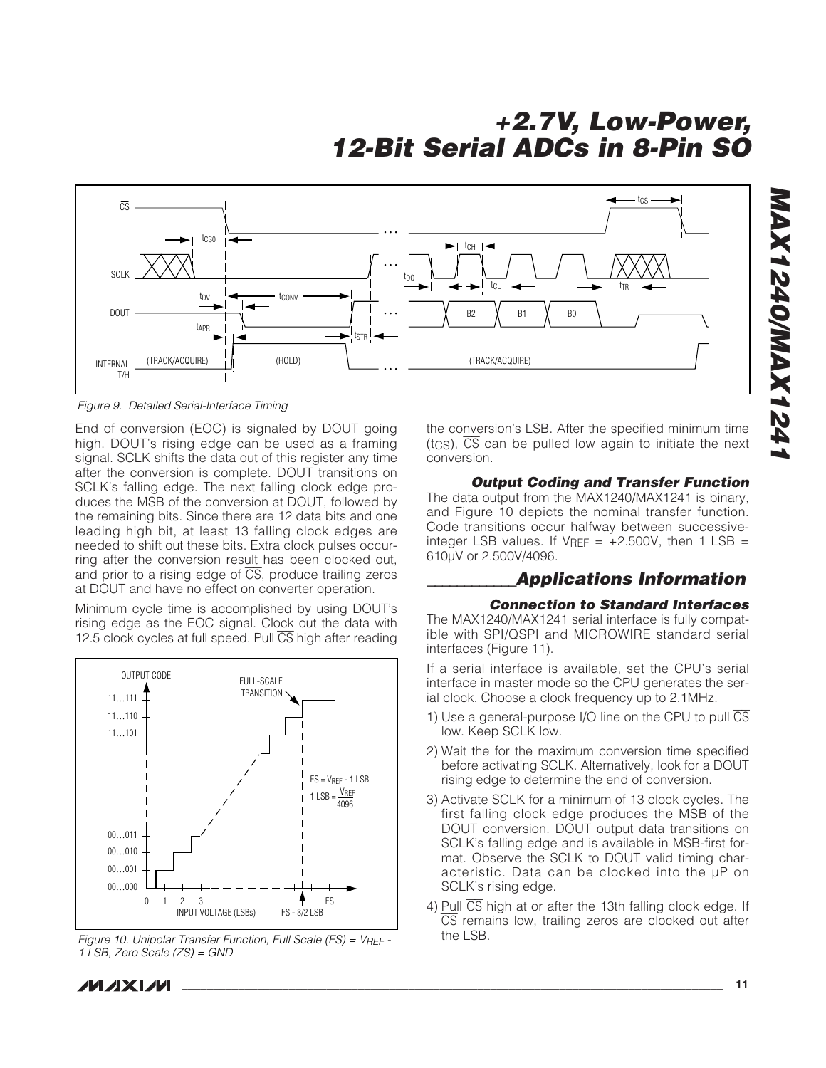Figure 9. Detailed Serial-Interface Timing

End of conversion (EOC) is signaled by DOUT going high. DOUT's rising edge can be used as a framing signal. SCLK shifts the data out of this register any time after the conversion is complete. DOUT transitions on SCLK's falling edge. The next falling clock edge produces the MSB of the conversion at DOUT, followed by the remaining bits. Since there are 12 data bits and one leading high bit, at least 13 falling clock edges are needed to shift out these bits. Extra clock pulses occurring after the conversion result has been clocked out, and prior to a rising edge of $\overline{CS}$, produce trailing zeros at DOUT and have no effect on converter operation.

Minimum cycle time is accomplished by using DOUT's rising edge as the EOC signal. Clock out the data with 12.5 clock cycles at full speed. Pull $\overline{CS}$ high after reading the conversion's LSB. After the specified minimum time ($t_{CS}$), $\overline{CS}$ can be pulled low again to initiate the next conversion.

Figure 10. Unipolar Transfer Function, Full Scale (FS) = $V_{REF}$ - 1 LSB, Zero Scale (ZS) = GND

### Output Coding and Transfer Function

The data output from the MAX1240/MAX1241 is binary, and Figure 10 depicts the nominal transfer function. Code transitions occur halfway between successive-integer LSB values. If $V_{REF}$ = +2.500V, then 1 LSB = 610µV or 2.500V/4096.

## Applications Information

### Connection to Standard Interfaces

The MAX1240/MAX1241 serial interface is fully compatible with SPI/QSPI and MICROWIRE standard serial interfaces (Figure 11).

If a serial interface is available, set the CPU's serial interface in master mode so the CPU generates the serial clock. Choose a clock frequency up to 2.1MHz.

1) Use a general-purpose I/O line on the CPU to pull $\overline{CS}$ low. Keep SCLK low.
2) Wait the for the maximum conversion time specified before activating SCLK. Alternatively, look for a DOUT rising edge to determine the end of conversion.
3) Activate SCLK for a minimum of 13 clock cycles. The first falling clock edge produces the MSB of the DOUT conversion. DOUT output data transitions on SCLK's falling edge and is available in MSB-first format. Observe the SCLK to DOUT valid timing characteristic. Data can be clocked into the µP on SCLK's rising edge.
4) Pull $\overline{CS}$ high at or after the 13th falling clock edge. If $\overline{CS}$ remains low, trailing zeros are clocked out after the LSB.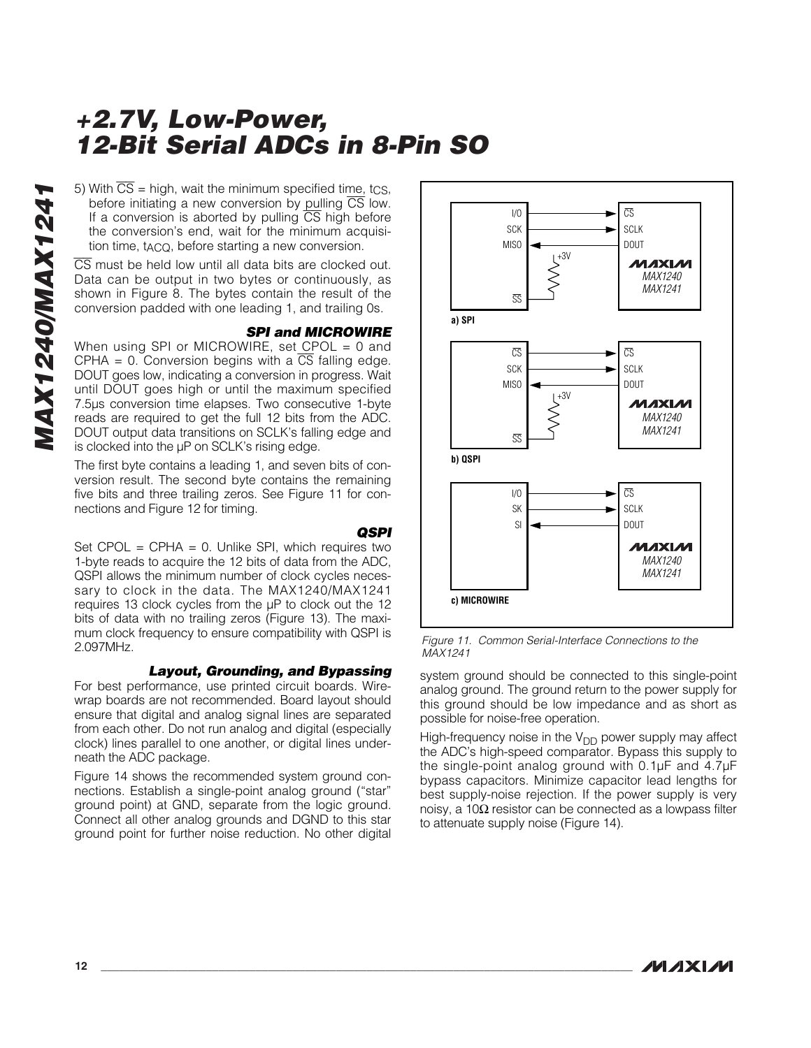5) With $\overline{CS}$ = high, wait the minimum specified time, $t_{CS}$, before initiating a new conversion by pulling $\overline{CS}$ low. If a conversion is aborted by pulling $\overline{CS}$ high before the conversion's end, wait for the minimum acquisition time, $t_{ACQ}$, before starting a new conversion.

$\overline{CS}$ must be held low until all data bits are clocked out. Data can be output in two bytes or continuously, as shown in Figure 8. The bytes contain the result of the conversion padded with one leading 1, and trailing 0s.

### SPI and MICROWIRE

When using SPI or MICROWIRE, set CPOL = 0 and CPHA = 0. Conversion begins with a $\overline{CS}$ falling edge. DOUT goes low, indicating a conversion in progress. Wait until DOUT goes high or until the maximum specified 7.5µs conversion time elapses. Two consecutive 1-byte reads are required to get the full 12 bits from the ADC. DOUT output data transitions on SCLK's falling edge and is clocked into the µP on SCLK's rising edge.

The first byte contains a leading 1, and seven bits of conversion result. The second byte contains the remaining five bits and three trailing zeros. See Figure 11 for connections and Figure 12 for timing.

### QSPI

Set CPOL = CPHA = 0. Unlike SPI, which requires two 1-byte reads to acquire the 12 bits of data from the ADC, QSPI allows the minimum number of clock cycles necessary to clock in the data. The MAX1240/MAX1241 requires 13 clock cycles from the µP to clock out the 12 bits of data with no trailing zeros (Figure 13). The maximum clock frequency to ensure compatibility with QSPI is 2.097MHz.

### Layout, Grounding, and Bypassing

For best performance, use printed circuit boards. Wire-wrap boards are not recommended. Board layout should ensure that digital and analog signal lines are separated from each other. Do not run analog and digital (especially clock) lines parallel to one another, or digital lines underneath the ADC package.

Figure 14 shows the recommended system ground connections. Establish a single-point analog ground ("star" ground point) at GND, separate from the logic ground. Connect all other analog grounds and DGND to this star ground point for further noise reduction. No other digital system ground should be connected to this single-point analog ground. The ground return to the power supply for this ground should be low impedance and as short as possible for noise-free operation.

High-frequency noise in the $V_{DD}$ power supply may affect the ADC's high-speed comparator. Bypass this supply to the single-point analog ground with 0.1µF and 4.7µF bypass capacitors. Minimize capacitor lead lengths for best supply-noise rejection. If the power supply is very noisy, a 10Ω resistor can be connected as a lowpass filter to attenuate supply noise (Figure 14).

a) SPI: I/O → $\overline{CS}$; SCK → SCLK; MISO ← DOUT; +3V; $\overline{SS}$; MAXIM MAX1240 MAX1241

b) QSPI: $\overline{CS}$ → $\overline{CS}$; SCK → SCLK; MISO ← DOUT; +3V; $\overline{SS}$; MAXIM MAX1240 MAX1241

c) MICROWIRE: I/O → $\overline{CS}$; SK → SCLK; SI ← DOUT; MAXIM MAX1240 MAX1241

*Figure 11. Common Serial-Interface Connections to the MAX1241*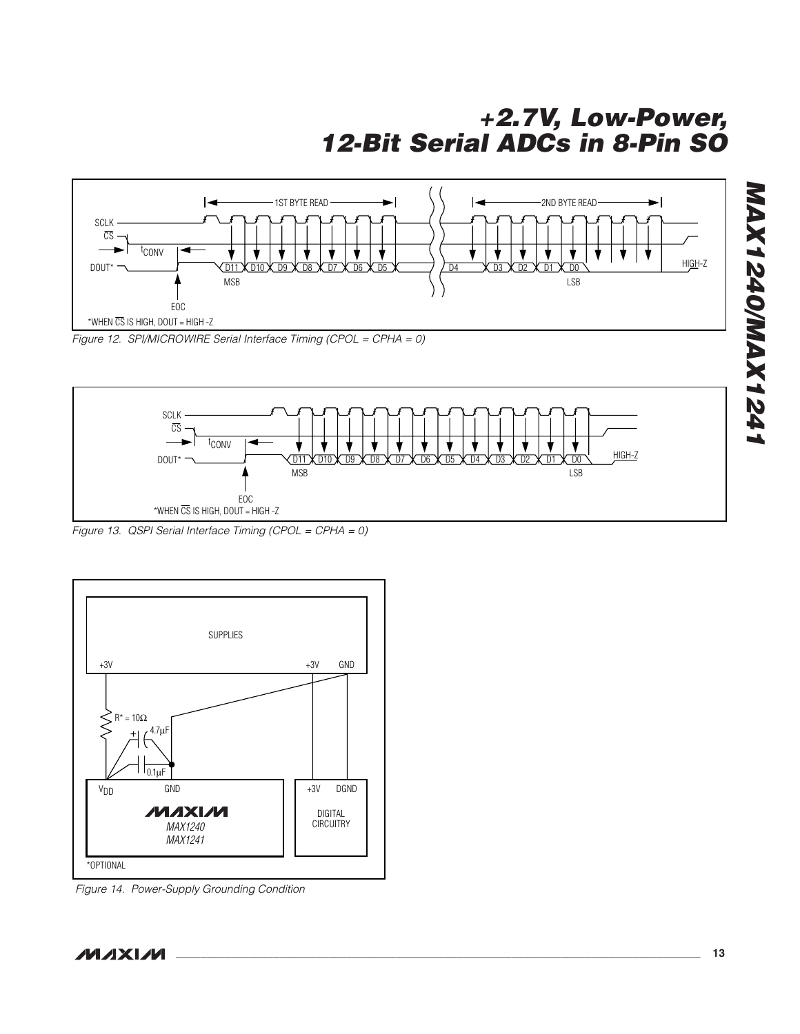Figure 12. SPI/MICROWIRE Serial Interface Timing (CPOL = CPHA = 0)

Figure 13. QSPI Serial Interface Timing (CPOL = CPHA = 0)

Figure 14. Power-Supply Grounding Condition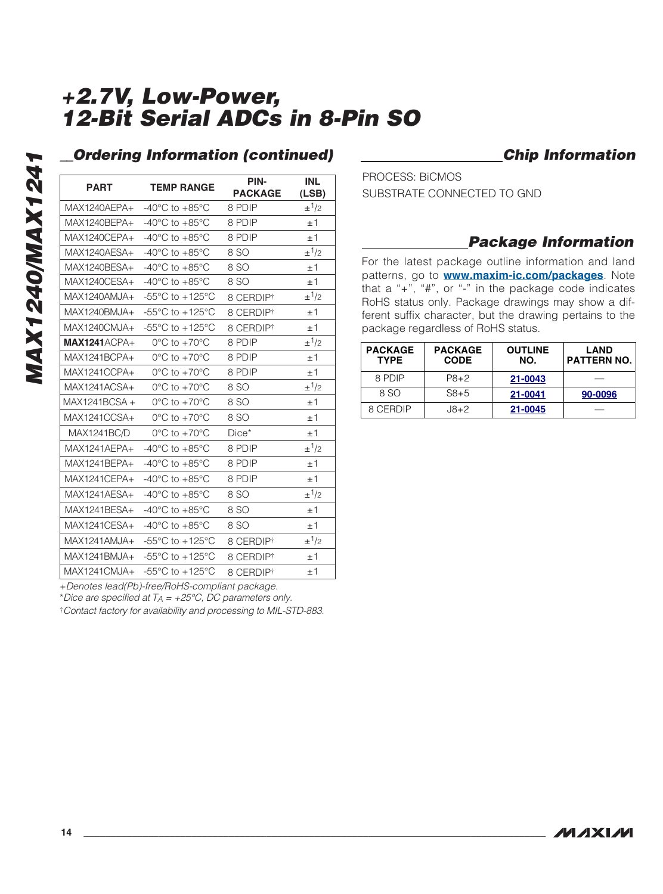## Ordering Information (continued)

| PART | TEMP RANGE | PIN-PACKAGE | INL (LSB) |
|---|---|---|---|
| MAX1240AEPA+ | -40°C to +85°C | 8 PDIP | ±1/2 |
| MAX1240BEPA+ | -40°C to +85°C | 8 PDIP | ±1 |
| MAX1240CEPA+ | -40°C to +85°C | 8 PDIP | ±1 |
| MAX1240AESA+ | -40°C to +85°C | 8 SO | ±1/2 |
| MAX1240BESA+ | -40°C to +85°C | 8 SO | ±1 |
| MAX1240CESA+ | -40°C to +85°C | 8 SO | ±1 |
| MAX1240AMJA+ | -55°C to +125°C | 8 CERDIP† | ±1/2 |
| MAX1240BMJA+ | -55°C to +125°C | 8 CERDIP† | ±1 |
| MAX1240CMJA+ | -55°C to +125°C | 8 CERDIP† | ±1 |
| **MAX1241**ACPA+ | 0°C to +70°C | 8 PDIP | ±1/2 |
| MAX1241BCPA+ | 0°C to +70°C | 8 PDIP | ±1 |
| MAX1241CCPA+ | 0°C to +70°C | 8 PDIP | ±1 |
| MAX1241ACSA+ | 0°C to +70°C | 8 SO | ±1/2 |
| MAX1241BCSA + | 0°C to +70°C | 8 SO | ±1 |
| MAX1241CCSA+ | 0°C to +70°C | 8 SO | ±1 |
| MAX1241BC/D | 0°C to +70°C | Dice* | ±1 |
| MAX1241AEPA+ | -40°C to +85°C | 8 PDIP | ±1/2 |
| MAX1241BEPA+ | -40°C to +85°C | 8 PDIP | ±1 |
| MAX1241CEPA+ | -40°C to +85°C | 8 PDIP | ±1 |
| MAX1241AESA+ | -40°C to +85°C | 8 SO | ±1/2 |
| MAX1241BESA+ | -40°C to +85°C | 8 SO | ±1 |
| MAX1241CESA+ | -40°C to +85°C | 8 SO | ±1 |
| MAX1241AMJA+ | -55°C to +125°C | 8 CERDIP† | ±1/2 |
| MAX1241BMJA+ | -55°C to +125°C | 8 CERDIP† | ±1 |
| MAX1241CMJA+ | -55°C to +125°C | 8 CERDIP† | ±1 |

*+Denotes lead(Pb)-free/RoHS-compliant package.*

*\*Dice are specified at $T_A = +25°C$, DC parameters only.*

*†Contact factory for availability and processing to MIL-STD-883.*

## Chip Information

PROCESS: BiCMOS

SUBSTRATE CONNECTED TO GND

## Package Information

For the latest package outline information and land patterns, go to **www.maxim-ic.com/packages**. Note that a "+", "#", or "-" in the package code indicates RoHS status only. Package drawings may show a different suffix character, but the drawing pertains to the package regardless of RoHS status.

| PACKAGE TYPE | PACKAGE CODE | OUTLINE NO. | LAND PATTERN NO. |
|---|---|---|---|
| 8 PDIP | P8+2 | 21-0043 | — |
| 8 SO | S8+5 | 21-0041 | 90-0096 |
| 8 CERDIP | J8+2 | 21-0045 | — |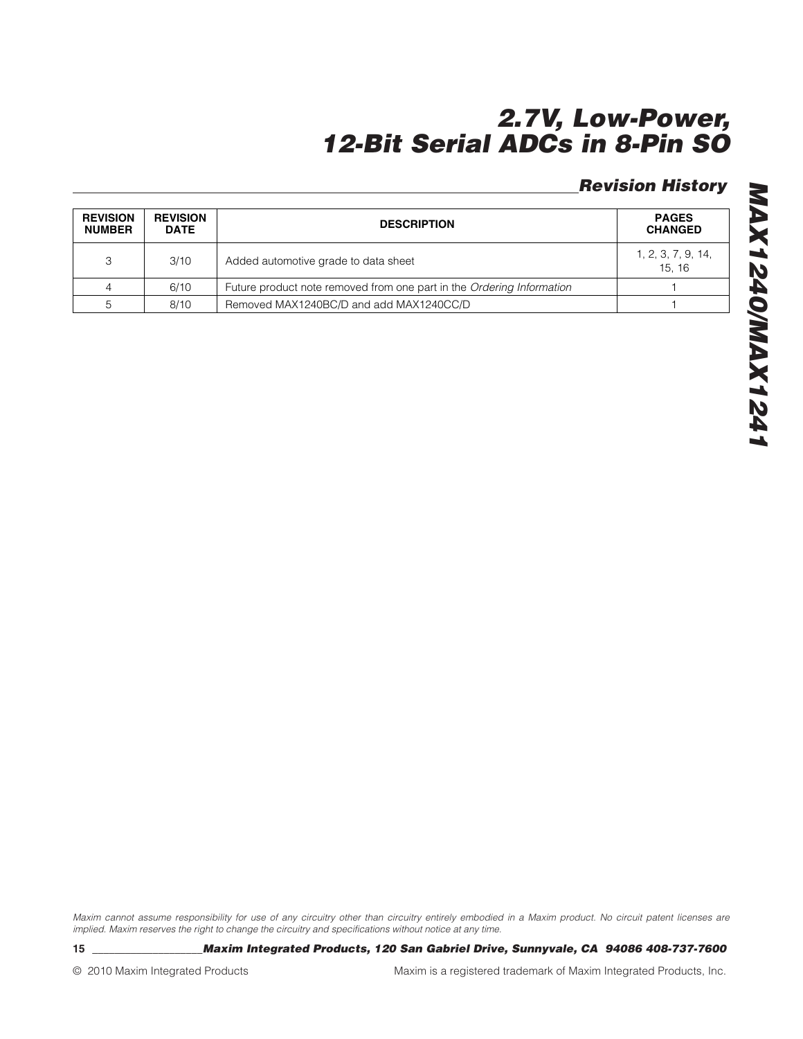## Revision History

| REVISION NUMBER | REVISION DATE | DESCRIPTION | PAGES CHANGED |
|---|---|---|---|
| 3 | 3/10 | Added automotive grade to data sheet | 1, 2, 3, 7, 9, 14, 15, 16 |
| 4 | 6/10 | Future product note removed from one part in the *Ordering Information* | 1 |
| 5 | 8/10 | Removed MAX1240BC/D and add MAX1240CC/D | 1 |

*Maxim cannot assume responsibility for use of any circuitry other than circuitry entirely embodied in a Maxim product. No circuit patent licenses are implied. Maxim reserves the right to change the circuitry and specifications without notice at any time.*

***Maxim Integrated Products, 120 San Gabriel Drive, Sunnyvale, CA 94086 408-737-7600***

© 2010 Maxim Integrated Products

Maxim is a registered trademark of Maxim Integrated Products, Inc.